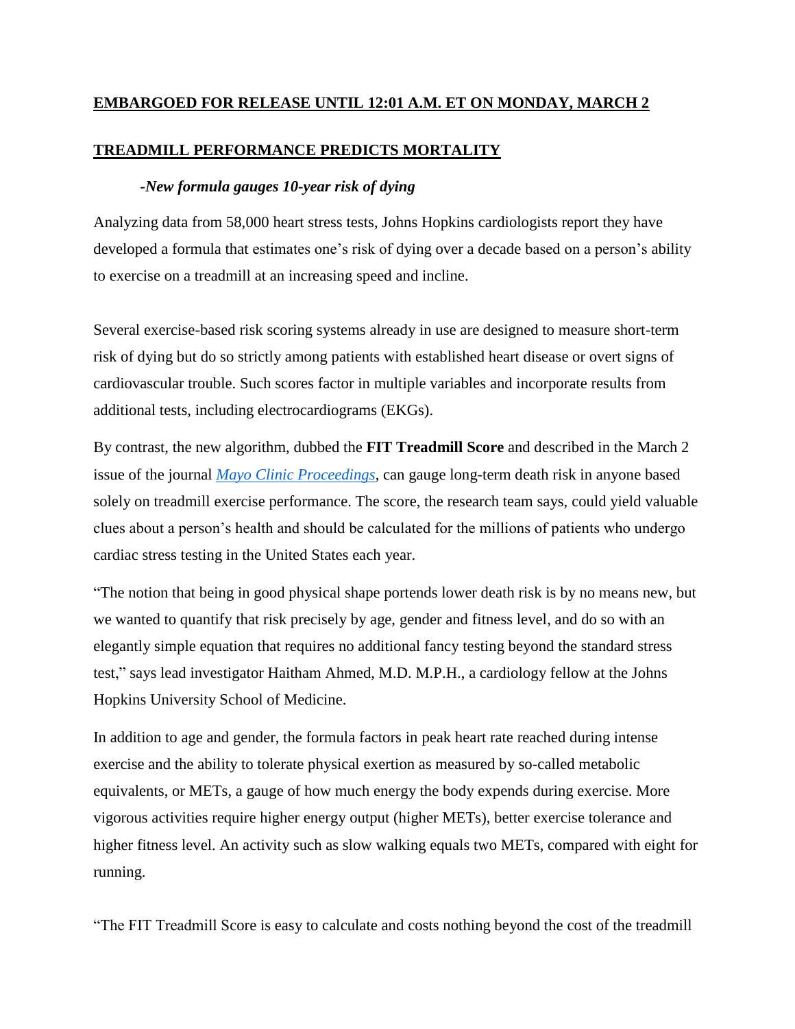**EMBARGOED FOR RELEASE UNTIL 12:01 A.M. ET ON MONDAY, MARCH 2**

# TREADMILL PERFORMANCE PREDICTS MORTALITY

*-New formula gauges 10-year risk of dying*

Analyzing data from 58,000 heart stress tests, Johns Hopkins cardiologists report they have developed a formula that estimates one's risk of dying over a decade based on a person's ability to exercise on a treadmill at an increasing speed and incline.

Several exercise-based risk scoring systems already in use are designed to measure short-term risk of dying but do so strictly among patients with established heart disease or overt signs of cardiovascular trouble. Such scores factor in multiple variables and incorporate results from additional tests, including electrocardiograms (EKGs).

By contrast, the new algorithm, dubbed the **FIT Treadmill Score** and described in the March 2 issue of the journal *Mayo Clinic Proceedings*, can gauge long-term death risk in anyone based solely on treadmill exercise performance. The score, the research team says, could yield valuable clues about a person's health and should be calculated for the millions of patients who undergo cardiac stress testing in the United States each year.

"The notion that being in good physical shape portends lower death risk is by no means new, but we wanted to quantify that risk precisely by age, gender and fitness level, and do so with an elegantly simple equation that requires no additional fancy testing beyond the standard stress test," says lead investigator Haitham Ahmed, M.D. M.P.H., a cardiology fellow at the Johns Hopkins University School of Medicine.

In addition to age and gender, the formula factors in peak heart rate reached during intense exercise and the ability to tolerate physical exertion as measured by so-called metabolic equivalents, or METs, a gauge of how much energy the body expends during exercise. More vigorous activities require higher energy output (higher METs), better exercise tolerance and higher fitness level. An activity such as slow walking equals two METs, compared with eight for running.

"The FIT Treadmill Score is easy to calculate and costs nothing beyond the cost of the treadmill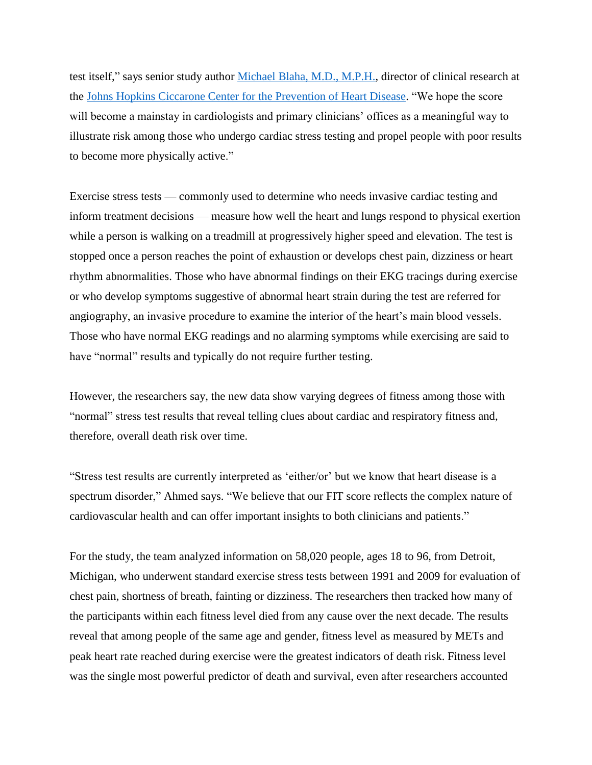test itself," says senior study author [Michael Blaha, M.D., M.P.H.](#), director of clinical research at the [Johns Hopkins Ciccarone Center for the Prevention of Heart Disease](#). "We hope the score will become a mainstay in cardiologists and primary clinicians' offices as a meaningful way to illustrate risk among those who undergo cardiac stress testing and propel people with poor results to become more physically active."

Exercise stress tests — commonly used to determine who needs invasive cardiac testing and inform treatment decisions — measure how well the heart and lungs respond to physical exertion while a person is walking on a treadmill at progressively higher speed and elevation. The test is stopped once a person reaches the point of exhaustion or develops chest pain, dizziness or heart rhythm abnormalities. Those who have abnormal findings on their EKG tracings during exercise or who develop symptoms suggestive of abnormal heart strain during the test are referred for angiography, an invasive procedure to examine the interior of the heart's main blood vessels. Those who have normal EKG readings and no alarming symptoms while exercising are said to have "normal" results and typically do not require further testing.

However, the researchers say, the new data show varying degrees of fitness among those with "normal" stress test results that reveal telling clues about cardiac and respiratory fitness and, therefore, overall death risk over time.

"Stress test results are currently interpreted as 'either/or' but we know that heart disease is a spectrum disorder," Ahmed says. "We believe that our FIT score reflects the complex nature of cardiovascular health and can offer important insights to both clinicians and patients."

For the study, the team analyzed information on 58,020 people, ages 18 to 96, from Detroit, Michigan, who underwent standard exercise stress tests between 1991 and 2009 for evaluation of chest pain, shortness of breath, fainting or dizziness. The researchers then tracked how many of the participants within each fitness level died from any cause over the next decade. The results reveal that among people of the same age and gender, fitness level as measured by METs and peak heart rate reached during exercise were the greatest indicators of death risk. Fitness level was the single most powerful predictor of death and survival, even after researchers accounted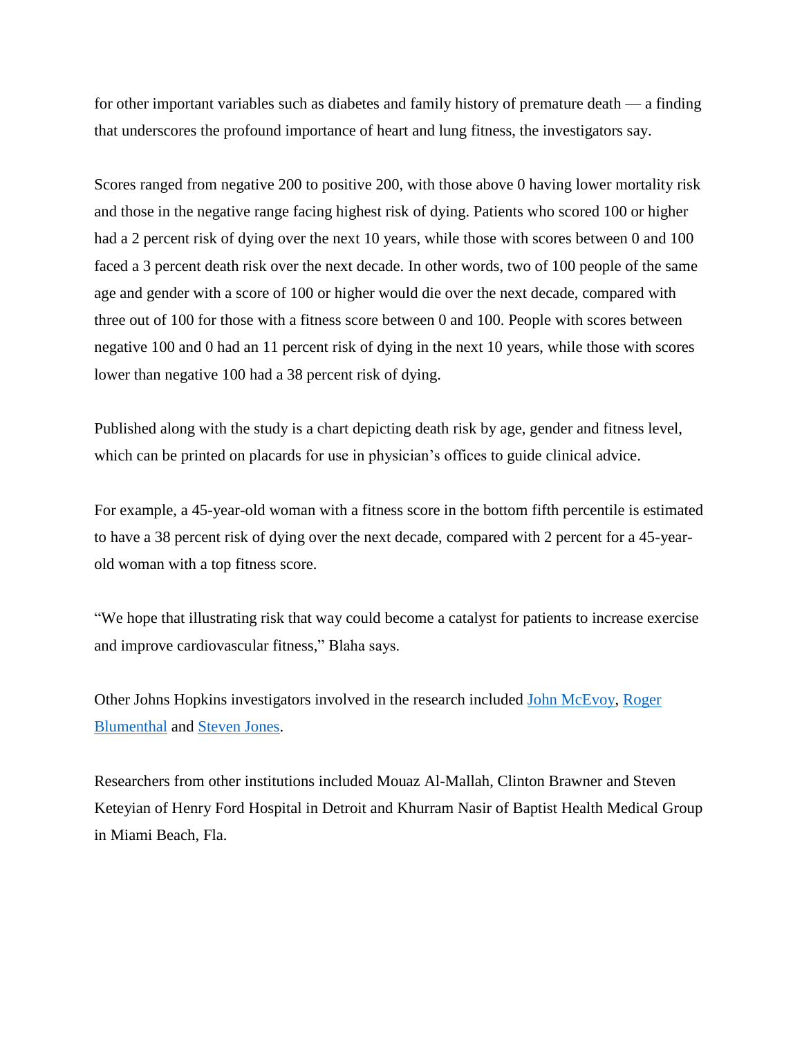for other important variables such as diabetes and family history of premature death — a finding that underscores the profound importance of heart and lung fitness, the investigators say.

Scores ranged from negative 200 to positive 200, with those above 0 having lower mortality risk and those in the negative range facing highest risk of dying. Patients who scored 100 or higher had a 2 percent risk of dying over the next 10 years, while those with scores between 0 and 100 faced a 3 percent death risk over the next decade. In other words, two of 100 people of the same age and gender with a score of 100 or higher would die over the next decade, compared with three out of 100 for those with a fitness score between 0 and 100. People with scores between negative 100 and 0 had an 11 percent risk of dying in the next 10 years, while those with scores lower than negative 100 had a 38 percent risk of dying.

Published along with the study is a chart depicting death risk by age, gender and fitness level, which can be printed on placards for use in physician's offices to guide clinical advice.

For example, a 45-year-old woman with a fitness score in the bottom fifth percentile is estimated to have a 38 percent risk of dying over the next decade, compared with 2 percent for a 45-year-old woman with a top fitness score.

"We hope that illustrating risk that way could become a catalyst for patients to increase exercise and improve cardiovascular fitness," Blaha says.

Other Johns Hopkins investigators involved in the research included John McEvoy, Roger Blumenthal and Steven Jones.

Researchers from other institutions included Mouaz Al-Mallah, Clinton Brawner and Steven Keteyian of Henry Ford Hospital in Detroit and Khurram Nasir of Baptist Health Medical Group in Miami Beach, Fla.